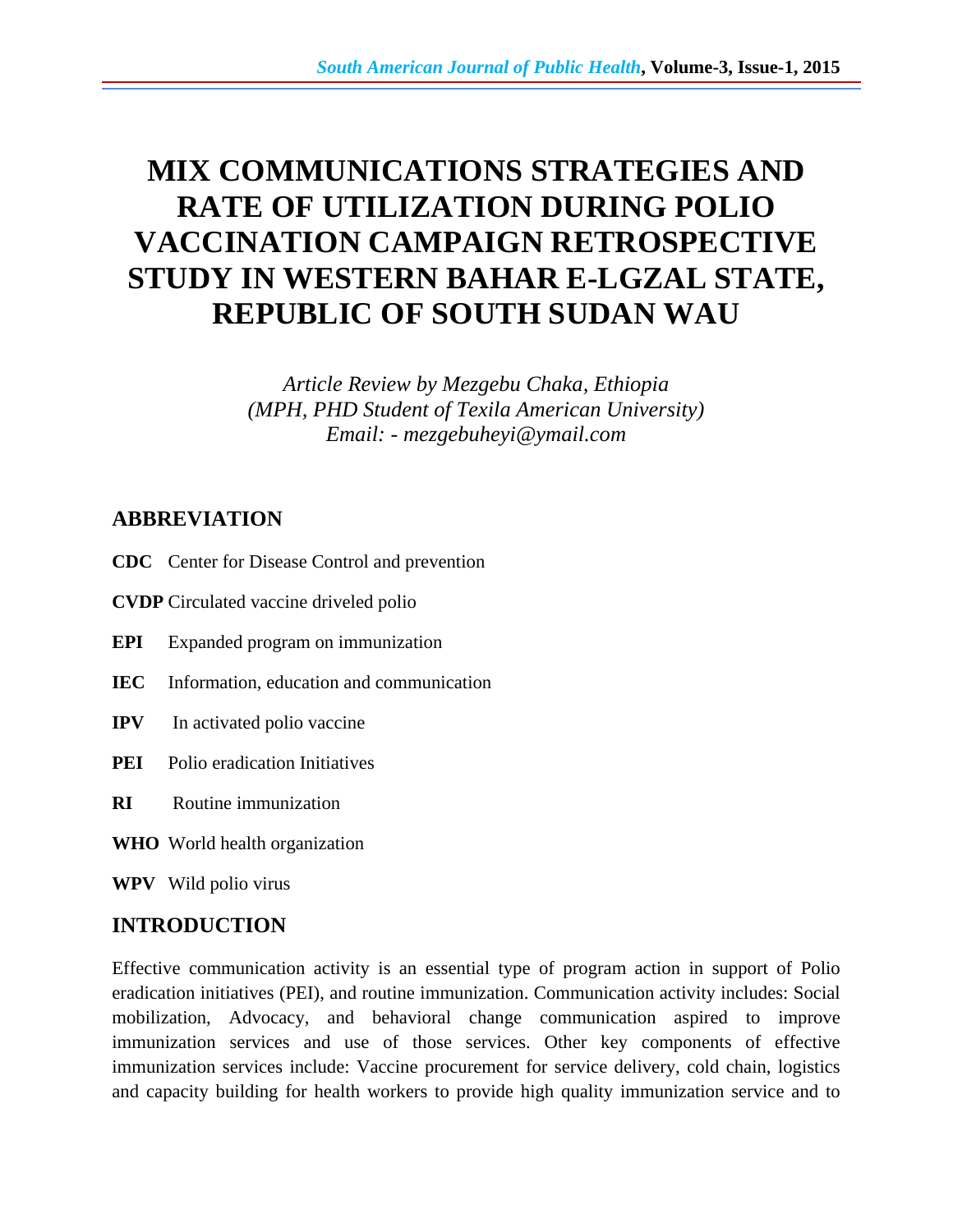# MIX COMMUNICATIONS STRATEGIES AND RATE OF UTILIZATION DURING POLIO VACCINATION CAMPAIGN RETROSPECTIVE STUDY IN WESTERN BAHAR E-LGZAL STATE, REPUBLIC OF SOUTH SUDAN WAU

*Article Review by Mezgebu Chaka, Ethiopia*
*(MPH, PHD Student of Texila American University)*
*Email: - mezgebuheyi@ymail.com*

## ABBREVIATION

**CDC** Center for Disease Control and prevention

**CVDP** Circulated vaccine driveled polio

**EPI** Expanded program on immunization

**IEC** Information, education and communication

**IPV** In activated polio vaccine

**PEI** Polio eradication Initiatives

**RI** Routine immunization

**WHO** World health organization

**WPV** Wild polio virus

## INTRODUCTION

Effective communication activity is an essential type of program action in support of Polio eradication initiatives (PEI), and routine immunization. Communication activity includes: Social mobilization, Advocacy, and behavioral change communication aspired to improve immunization services and use of those services. Other key components of effective immunization services include: Vaccine procurement for service delivery, cold chain, logistics and capacity building for health workers to provide high quality immunization service and to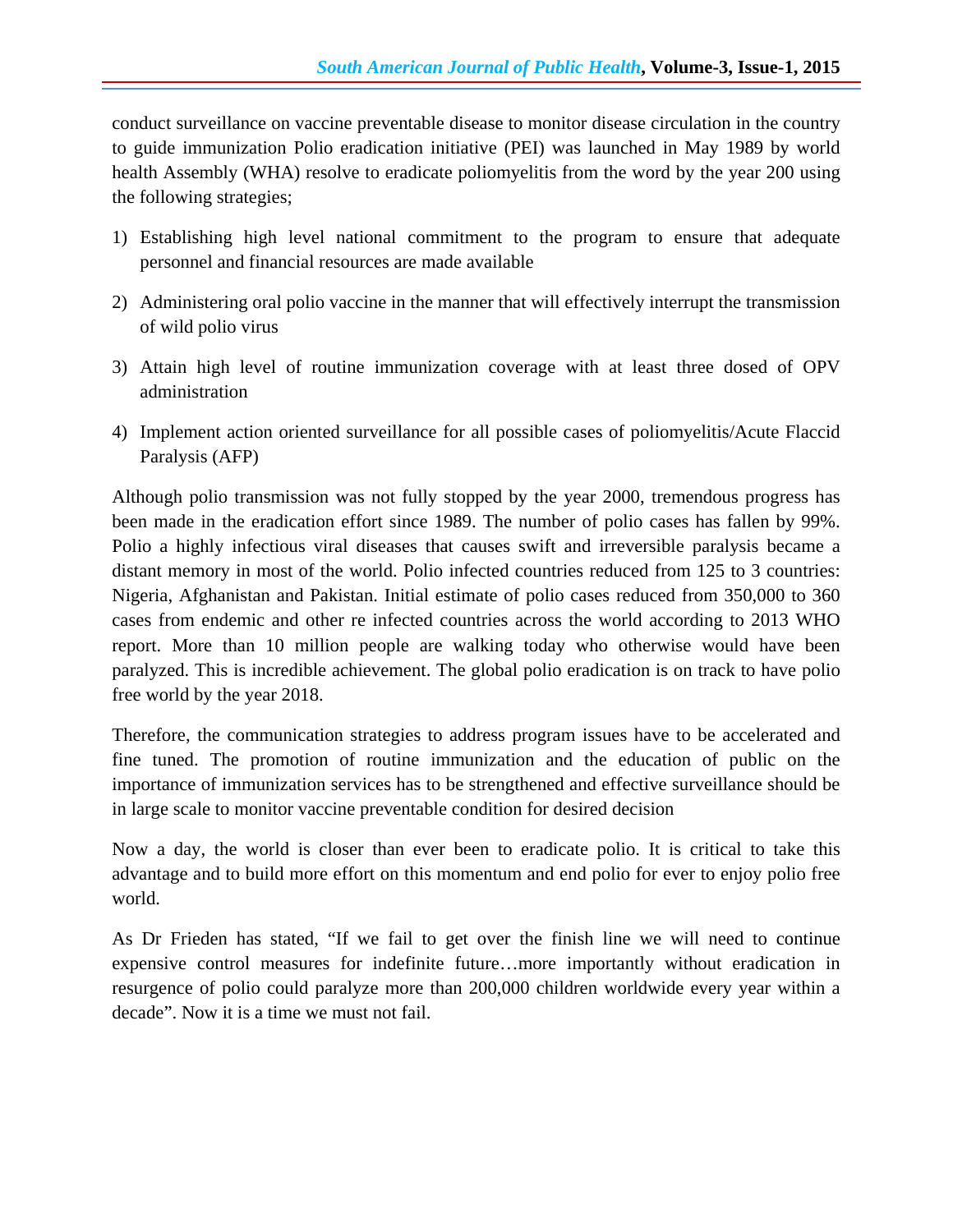conduct surveillance on vaccine preventable disease to monitor disease circulation in the country to guide immunization Polio eradication initiative (PEI) was launched in May 1989 by world health Assembly (WHA) resolve to eradicate poliomyelitis from the word by the year 200 using the following strategies;

1) Establishing high level national commitment to the program to ensure that adequate personnel and financial resources are made available
2) Administering oral polio vaccine in the manner that will effectively interrupt the transmission of wild polio virus
3) Attain high level of routine immunization coverage with at least three dosed of OPV administration
4) Implement action oriented surveillance for all possible cases of poliomyelitis/Acute Flaccid Paralysis (AFP)

Although polio transmission was not fully stopped by the year 2000, tremendous progress has been made in the eradication effort since 1989. The number of polio cases has fallen by 99%. Polio a highly infectious viral diseases that causes swift and irreversible paralysis became a distant memory in most of the world. Polio infected countries reduced from 125 to 3 countries: Nigeria, Afghanistan and Pakistan. Initial estimate of polio cases reduced from 350,000 to 360 cases from endemic and other re infected countries across the world according to 2013 WHO report. More than 10 million people are walking today who otherwise would have been paralyzed. This is incredible achievement. The global polio eradication is on track to have polio free world by the year 2018.

Therefore, the communication strategies to address program issues have to be accelerated and fine tuned. The promotion of routine immunization and the education of public on the importance of immunization services has to be strengthened and effective surveillance should be in large scale to monitor vaccine preventable condition for desired decision

Now a day, the world is closer than ever been to eradicate polio. It is critical to take this advantage and to build more effort on this momentum and end polio for ever to enjoy polio free world.

As Dr Frieden has stated, "If we fail to get over the finish line we will need to continue expensive control measures for indefinite future…more importantly without eradication in resurgence of polio could paralyze more than 200,000 children worldwide every year within a decade". Now it is a time we must not fail.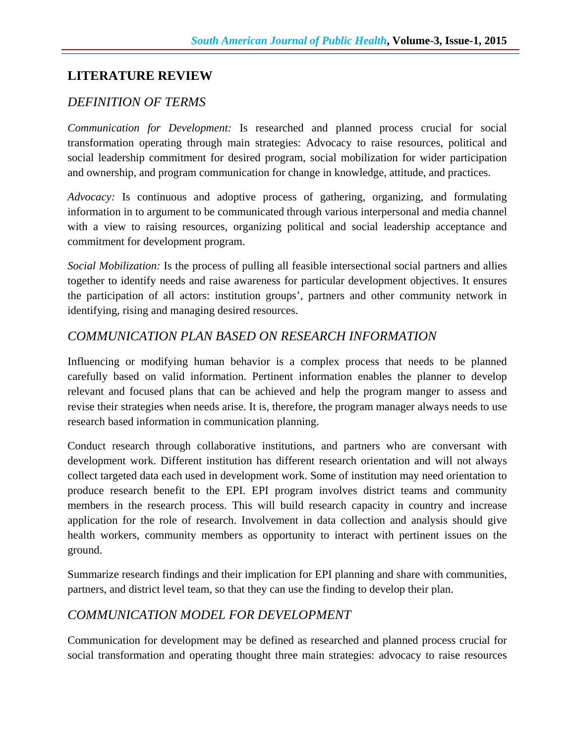## LITERATURE REVIEW

### *DEFINITION OF TERMS*

*Communication for Development:* Is researched and planned process crucial for social transformation operating through main strategies: Advocacy to raise resources, political and social leadership commitment for desired program, social mobilization for wider participation and ownership, and program communication for change in knowledge, attitude, and practices.

*Advocacy:* Is continuous and adoptive process of gathering, organizing, and formulating information in to argument to be communicated through various interpersonal and media channel with a view to raising resources, organizing political and social leadership acceptance and commitment for development program.

*Social Mobilization:* Is the process of pulling all feasible intersectional social partners and allies together to identify needs and raise awareness for particular development objectives. It ensures the participation of all actors: institution groups', partners and other community network in identifying, rising and managing desired resources.

### *COMMUNICATION PLAN BASED ON RESEARCH INFORMATION*

Influencing or modifying human behavior is a complex process that needs to be planned carefully based on valid information. Pertinent information enables the planner to develop relevant and focused plans that can be achieved and help the program manger to assess and revise their strategies when needs arise. It is, therefore, the program manager always needs to use research based information in communication planning.

Conduct research through collaborative institutions, and partners who are conversant with development work. Different institution has different research orientation and will not always collect targeted data each used in development work. Some of institution may need orientation to produce research benefit to the EPI. EPI program involves district teams and community members in the research process. This will build research capacity in country and increase application for the role of research. Involvement in data collection and analysis should give health workers, community members as opportunity to interact with pertinent issues on the ground.

Summarize research findings and their implication for EPI planning and share with communities, partners, and district level team, so that they can use the finding to develop their plan.

### *COMMUNICATION MODEL FOR DEVELOPMENT*

Communication for development may be defined as researched and planned process crucial for social transformation and operating thought three main strategies: advocacy to raise resources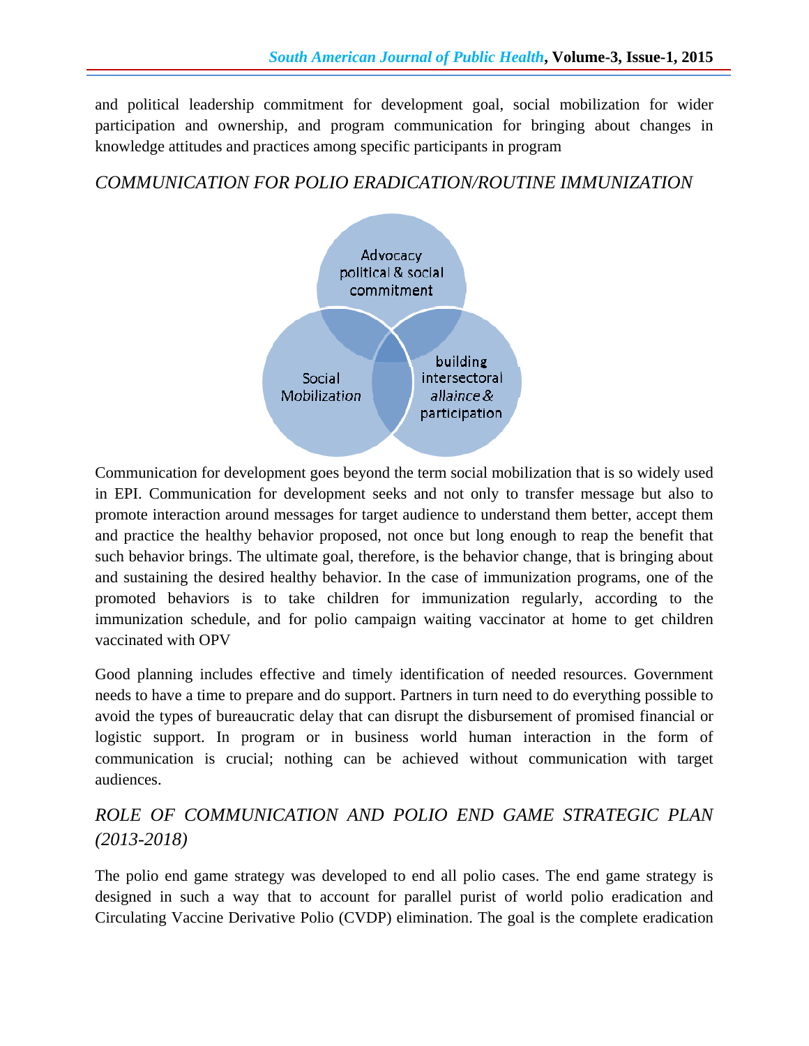and political leadership commitment for development goal, social mobilization for wider participation and ownership, and program communication for bringing about changes in knowledge attitudes and practices among specific participants in program

## *COMMUNICATION FOR POLIO ERADICATION/ROUTINE IMMUNIZATION*

Advocacy political & social commitment

Social Mobilization

building intersectoral allaince & participation

Communication for development goes beyond the term social mobilization that is so widely used in EPI. Communication for development seeks and not only to transfer message but also to promote interaction around messages for target audience to understand them better, accept them and practice the healthy behavior proposed, not once but long enough to reap the benefit that such behavior brings. The ultimate goal, therefore, is the behavior change, that is bringing about and sustaining the desired healthy behavior. In the case of immunization programs, one of the promoted behaviors is to take children for immunization regularly, according to the immunization schedule, and for polio campaign waiting vaccinator at home to get children vaccinated with OPV

Good planning includes effective and timely identification of needed resources. Government needs to have a time to prepare and do support. Partners in turn need to do everything possible to avoid the types of bureaucratic delay that can disrupt the disbursement of promised financial or logistic support. In program or in business world human interaction in the form of communication is crucial; nothing can be achieved without communication with target audiences.

## *ROLE OF COMMUNICATION AND POLIO END GAME STRATEGIC PLAN (2013-2018)*

The polio end game strategy was developed to end all polio cases. The end game strategy is designed in such a way that to account for parallel purist of world polio eradication and Circulating Vaccine Derivative Polio (CVDP) elimination. The goal is the complete eradication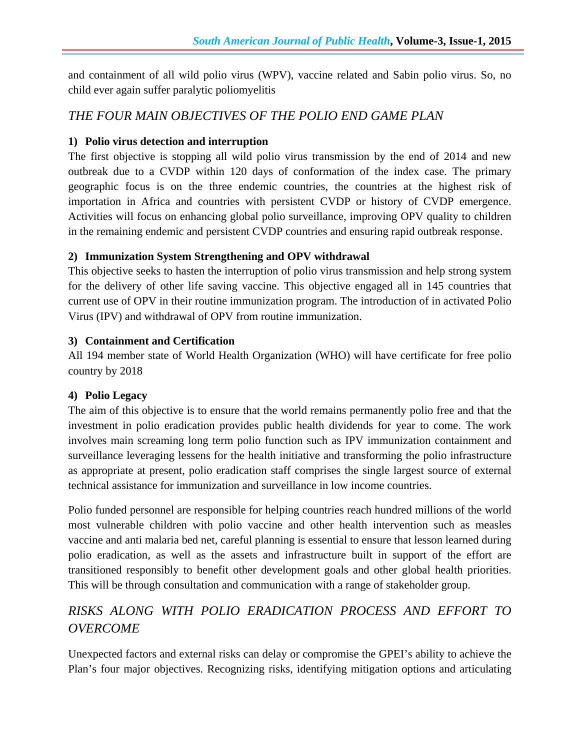and containment of all wild polio virus (WPV), vaccine related and Sabin polio virus. So, no child ever again suffer paralytic poliomyelitis

## *THE FOUR MAIN OBJECTIVES OF THE POLIO END GAME PLAN*

**1) Polio virus detection and interruption**

The first objective is stopping all wild polio virus transmission by the end of 2014 and new outbreak due to a CVDP within 120 days of conformation of the index case. The primary geographic focus is on the three endemic countries, the countries at the highest risk of importation in Africa and countries with persistent CVDP or history of CVDP emergence. Activities will focus on enhancing global polio surveillance, improving OPV quality to children in the remaining endemic and persistent CVDP countries and ensuring rapid outbreak response.

**2) Immunization System Strengthening and OPV withdrawal**

This objective seeks to hasten the interruption of polio virus transmission and help strong system for the delivery of other life saving vaccine. This objective engaged all in 145 countries that current use of OPV in their routine immunization program. The introduction of in activated Polio Virus (IPV) and withdrawal of OPV from routine immunization.

**3) Containment and Certification**

All 194 member state of World Health Organization (WHO) will have certificate for free polio country by 2018

**4) Polio Legacy**

The aim of this objective is to ensure that the world remains permanently polio free and that the investment in polio eradication provides public health dividends for year to come. The work involves main screaming long term polio function such as IPV immunization containment and surveillance leveraging lessens for the health initiative and transforming the polio infrastructure as appropriate at present, polio eradication staff comprises the single largest source of external technical assistance for immunization and surveillance in low income countries.

Polio funded personnel are responsible for helping countries reach hundred millions of the world most vulnerable children with polio vaccine and other health intervention such as measles vaccine and anti malaria bed net, careful planning is essential to ensure that lesson learned during polio eradication, as well as the assets and infrastructure built in support of the effort are transitioned responsibly to benefit other development goals and other global health priorities. This will be through consultation and communication with a range of stakeholder group.

## *RISKS ALONG WITH POLIO ERADICATION PROCESS AND EFFORT TO OVERCOME*

Unexpected factors and external risks can delay or compromise the GPEI's ability to achieve the Plan's four major objectives. Recognizing risks, identifying mitigation options and articulating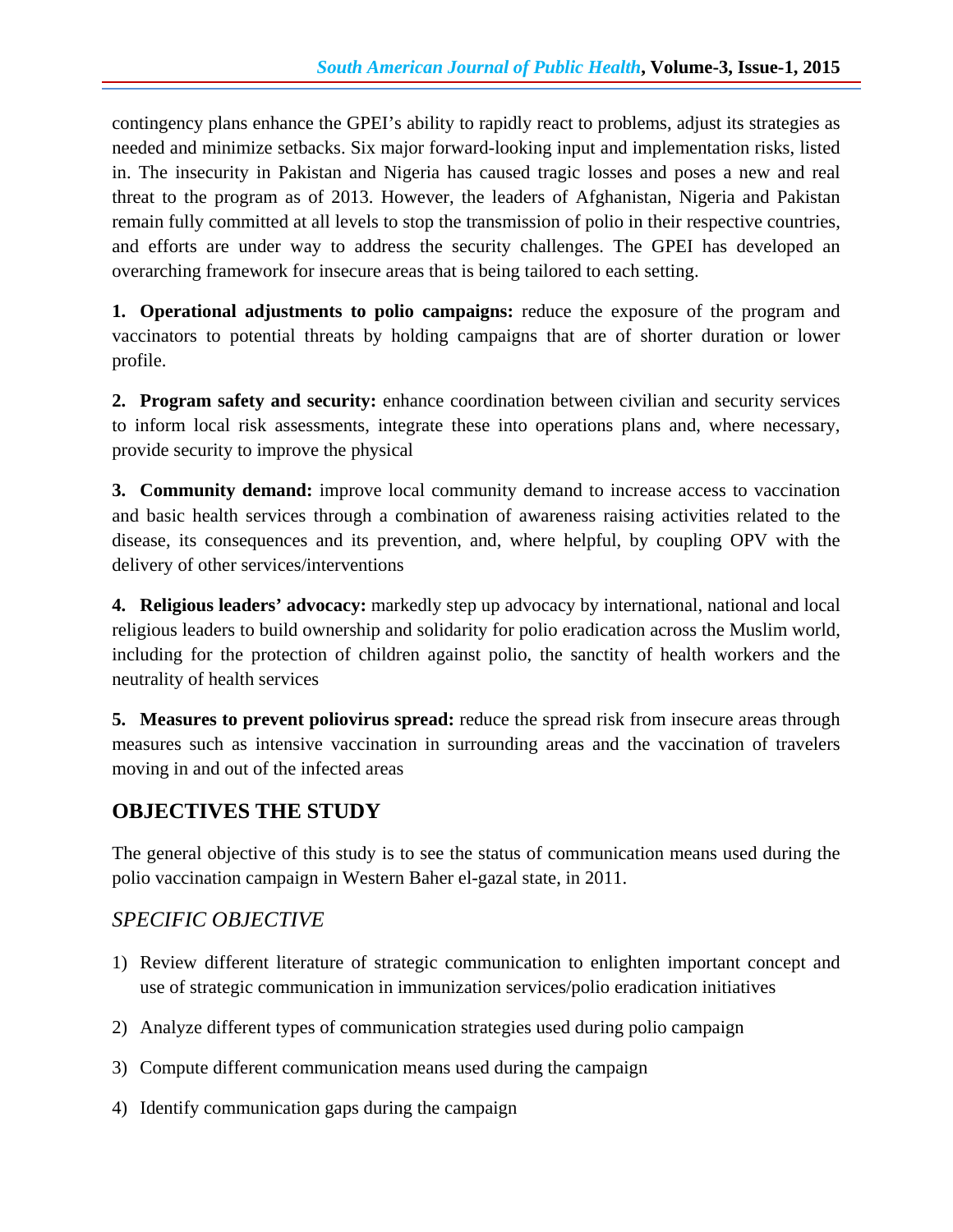contingency plans enhance the GPEI’s ability to rapidly react to problems, adjust its strategies as needed and minimize setbacks. Six major forward-looking input and implementation risks, listed in. The insecurity in Pakistan and Nigeria has caused tragic losses and poses a new and real threat to the program as of 2013. However, the leaders of Afghanistan, Nigeria and Pakistan remain fully committed at all levels to stop the transmission of polio in their respective countries, and efforts are under way to address the security challenges. The GPEI has developed an overarching framework for insecure areas that is being tailored to each setting.

**1. Operational adjustments to polio campaigns:** reduce the exposure of the program and vaccinators to potential threats by holding campaigns that are of shorter duration or lower profile.

**2. Program safety and security:** enhance coordination between civilian and security services to inform local risk assessments, integrate these into operations plans and, where necessary, provide security to improve the physical

**3. Community demand:** improve local community demand to increase access to vaccination and basic health services through a combination of awareness raising activities related to the disease, its consequences and its prevention, and, where helpful, by coupling OPV with the delivery of other services/interventions

**4. Religious leaders’ advocacy:** markedly step up advocacy by international, national and local religious leaders to build ownership and solidarity for polio eradication across the Muslim world, including for the protection of children against polio, the sanctity of health workers and the neutrality of health services

**5. Measures to prevent poliovirus spread:** reduce the spread risk from insecure areas through measures such as intensive vaccination in surrounding areas and the vaccination of travelers moving in and out of the infected areas

## OBJECTIVES THE STUDY

The general objective of this study is to see the status of communication means used during the polio vaccination campaign in Western Baher el-gazal state, in 2011.

### *SPECIFIC OBJECTIVE*

1) Review different literature of strategic communication to enlighten important concept and use of strategic communication in immunization services/polio eradication initiatives
2) Analyze different types of communication strategies used during polio campaign
3) Compute different communication means used during the campaign
4) Identify communication gaps during the campaign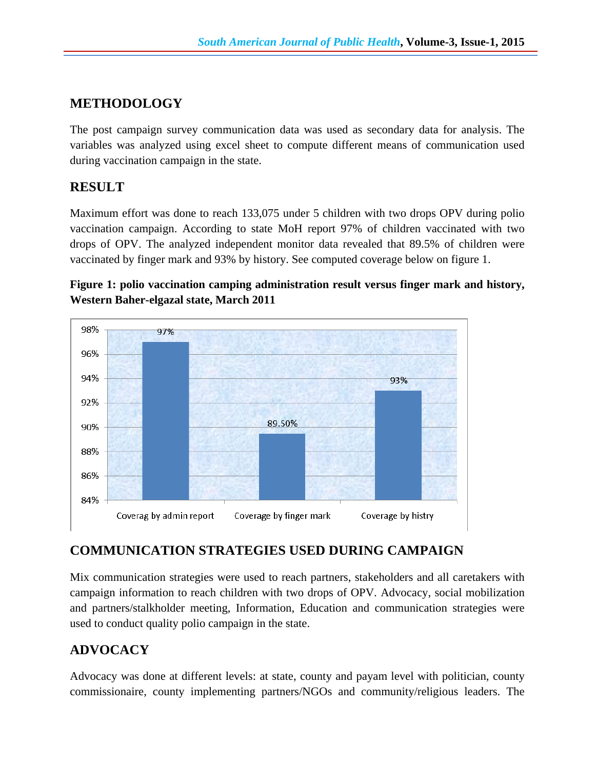## METHODOLOGY

The post campaign survey communication data was used as secondary data for analysis. The variables was analyzed using excel sheet to compute different means of communication used during vaccination campaign in the state.

## RESULT

Maximum effort was done to reach 133,075 under 5 children with two drops OPV during polio vaccination campaign. According to state MoH report 97% of children vaccinated with two drops of OPV. The analyzed independent monitor data revealed that 89.5% of children were vaccinated by finger mark and 93% by history. See computed coverage below on figure 1.

**Figure 1: polio vaccination camping administration result versus finger mark and history, Western Baher-elgazal state, March 2011**

| | Coverag by admin report | Coverage by finger mark | Coverage by histry |
|---|---|---|---|
| Coverage | 97% | 89.50% | 93% |

## COMMUNICATION STRATEGIES USED DURING CAMPAIGN

Mix communication strategies were used to reach partners, stakeholders and all caretakers with campaign information to reach children with two drops of OPV. Advocacy, social mobilization and partners/stalkholder meeting, Information, Education and communication strategies were used to conduct quality polio campaign in the state.

## ADVOCACY

Advocacy was done at different levels: at state, county and payam level with politician, county commissionaire, county implementing partners/NGOs and community/religious leaders. The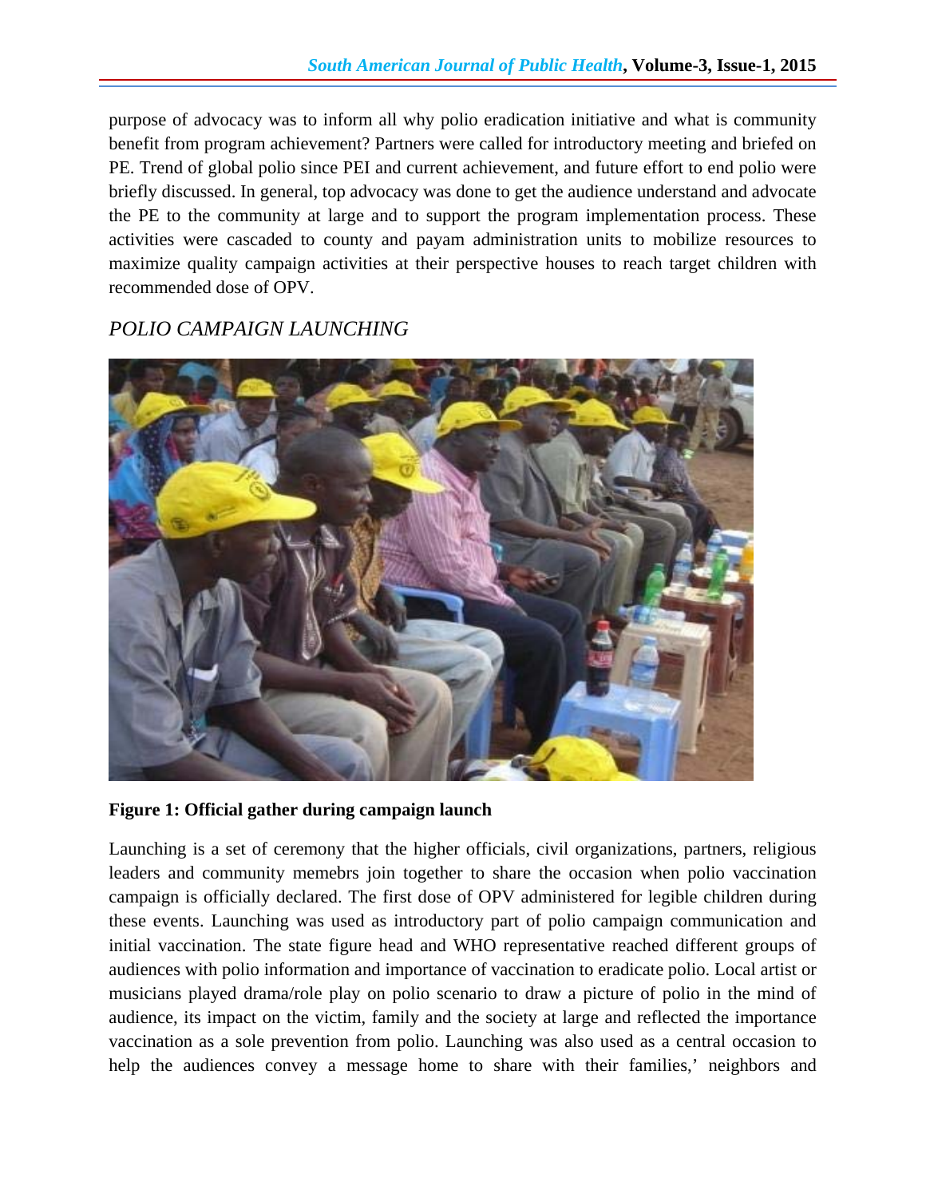purpose of advocacy was to inform all why polio eradication initiative and what is community benefit from program achievement? Partners were called for introductory meeting and briefed on PE. Trend of global polio since PEI and current achievement, and future effort to end polio were briefly discussed. In general, top advocacy was done to get the audience understand and advocate the PE to the community at large and to support the program implementation process. These activities were cascaded to county and payam administration units to mobilize resources to maximize quality campaign activities at their perspective houses to reach target children with recommended dose of OPV.

## *POLIO CAMPAIGN LAUNCHING*

**Figure 1: Official gather during campaign launch**

Launching is a set of ceremony that the higher officials, civil organizations, partners, religious leaders and community memebrs join together to share the occasion when polio vaccination campaign is officially declared. The first dose of OPV administered for legible children during these events. Launching was used as introductory part of polio campaign communication and initial vaccination. The state figure head and WHO representative reached different groups of audiences with polio information and importance of vaccination to eradicate polio. Local artist or musicians played drama/role play on polio scenario to draw a picture of polio in the mind of audience, its impact on the victim, family and the society at large and reflected the importance vaccination as a sole prevention from polio. Launching was also used as a central occasion to help the audiences convey a message home to share with their families,' neighbors and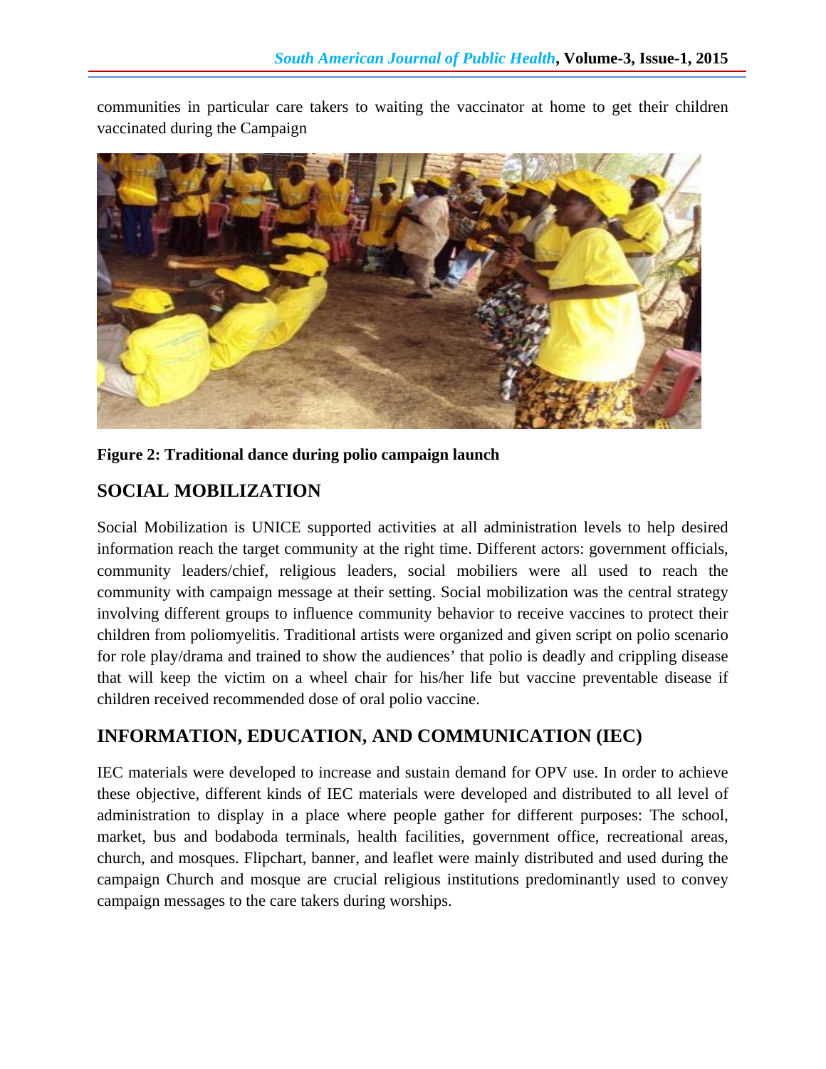communities in particular care takers to waiting the vaccinator at home to get their children vaccinated during the Campaign

**Figure 2: Traditional dance during polio campaign launch**

## SOCIAL MOBILIZATION

Social Mobilization is UNICE supported activities at all administration levels to help desired information reach the target community at the right time. Different actors: government officials, community leaders/chief, religious leaders, social mobiliers were all used to reach the community with campaign message at their setting. Social mobilization was the central strategy involving different groups to influence community behavior to receive vaccines to protect their children from poliomyelitis. Traditional artists were organized and given script on polio scenario for role play/drama and trained to show the audiences' that polio is deadly and crippling disease that will keep the victim on a wheel chair for his/her life but vaccine preventable disease if children received recommended dose of oral polio vaccine.

## INFORMATION, EDUCATION, AND COMMUNICATION (IEC)

IEC materials were developed to increase and sustain demand for OPV use. In order to achieve these objective, different kinds of IEC materials were developed and distributed to all level of administration to display in a place where people gather for different purposes: The school, market, bus and bodaboda terminals, health facilities, government office, recreational areas, church, and mosques. Flipchart, banner, and leaflet were mainly distributed and used during the campaign Church and mosque are crucial religious institutions predominantly used to convey campaign messages to the care takers during worships.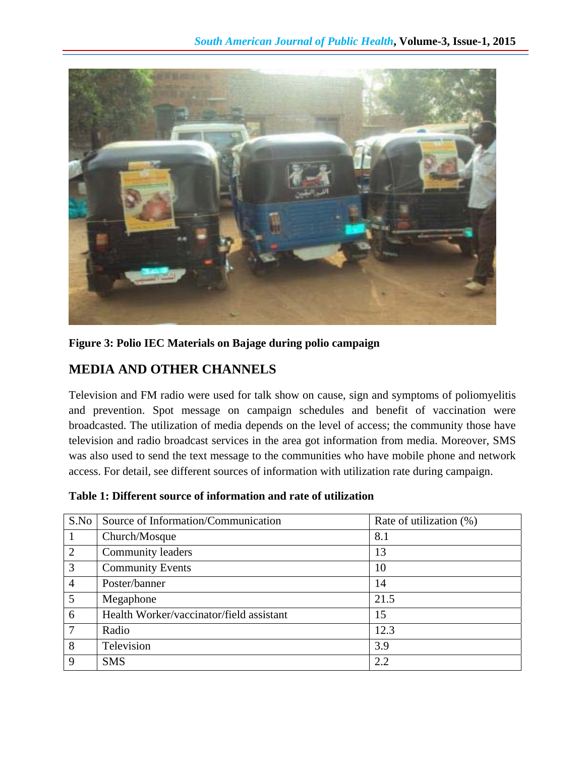Figure 3: Polio IEC Materials on Bajage during polio campaign

## MEDIA AND OTHER CHANNELS

Television and FM radio were used for talk show on cause, sign and symptoms of poliomyelitis and prevention. Spot message on campaign schedules and benefit of vaccination were broadcasted. The utilization of media depends on the level of access; the community those have television and radio broadcast services in the area got information from media. Moreover, SMS was also used to send the text message to the communities who have mobile phone and network access. For detail, see different sources of information with utilization rate during campaign.

**Table 1: Different source of information and rate of utilization**

| S.No | Source of Information/Communication | Rate of utilization (%) |
|---|---|---|
| 1 | Church/Mosque | 8.1 |
| 2 | Community leaders | 13 |
| 3 | Community Events | 10 |
| 4 | Poster/banner | 14 |
| 5 | Megaphone | 21.5 |
| 6 | Health Worker/vaccinator/field assistant | 15 |
| 7 | Radio | 12.3 |
| 8 | Television | 3.9 |
| 9 | SMS | 2.2 |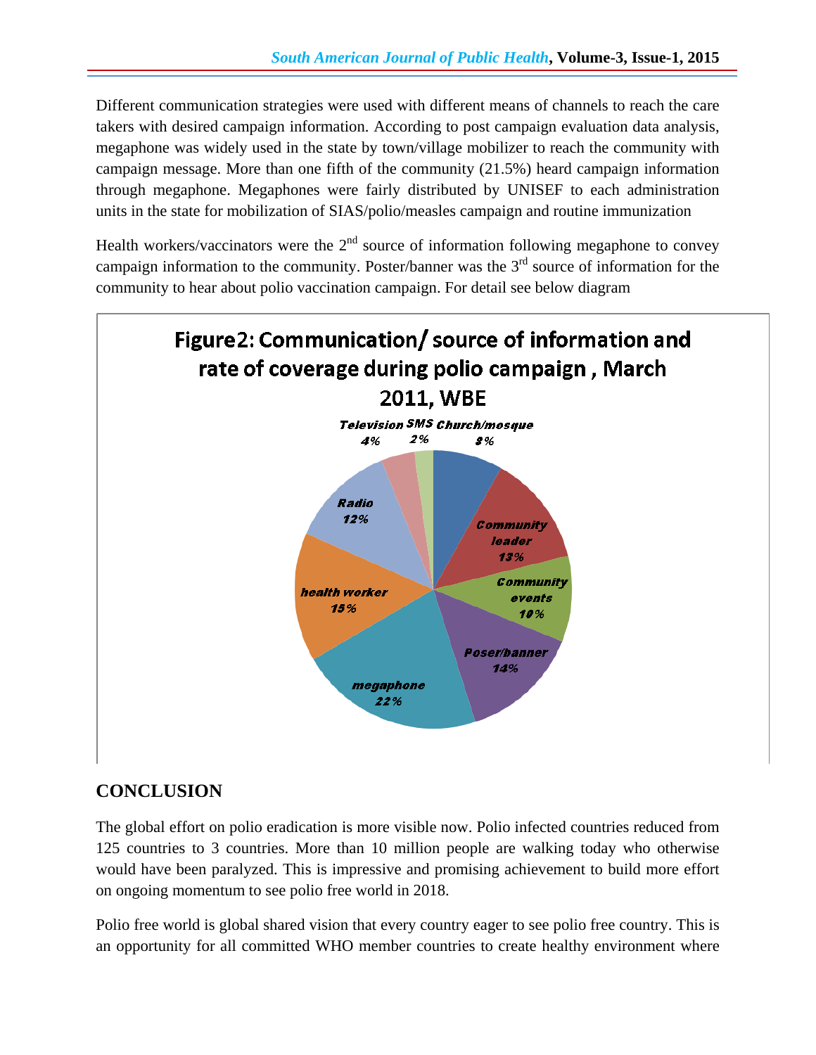Different communication strategies were used with different means of channels to reach the care takers with desired campaign information. According to post campaign evaluation data analysis, megaphone was widely used in the state by town/village mobilizer to reach the community with campaign message. More than one fifth of the community (21.5%) heard campaign information through megaphone. Megaphones were fairly distributed by UNISEF to each administration units in the state for mobilization of SIAS/polio/measles campaign and routine immunization

Health workers/vaccinators were the 2nd source of information following megaphone to convey campaign information to the community. Poster/banner was the 3rd source of information for the community to hear about polio vaccination campaign. For detail see below diagram

**Figure2: Communication/ source of information and rate of coverage during polio campaign , March 2011, WBE**

| Source | Percentage |
|---|---|
| Church/mosque | 8% |
| Community leader | 13% |
| Community events | 10% |
| Poser/banner | 14% |
| megaphone | 22% |
| health worker | 15% |
| Radio | 12% |
| Television | 4% |
| SMS | 2% |

## CONCLUSION

The global effort on polio eradication is more visible now. Polio infected countries reduced from 125 countries to 3 countries. More than 10 million people are walking today who otherwise would have been paralyzed. This is impressive and promising achievement to build more effort on ongoing momentum to see polio free world in 2018.

Polio free world is global shared vision that every country eager to see polio free country. This is an opportunity for all committed WHO member countries to create healthy environment where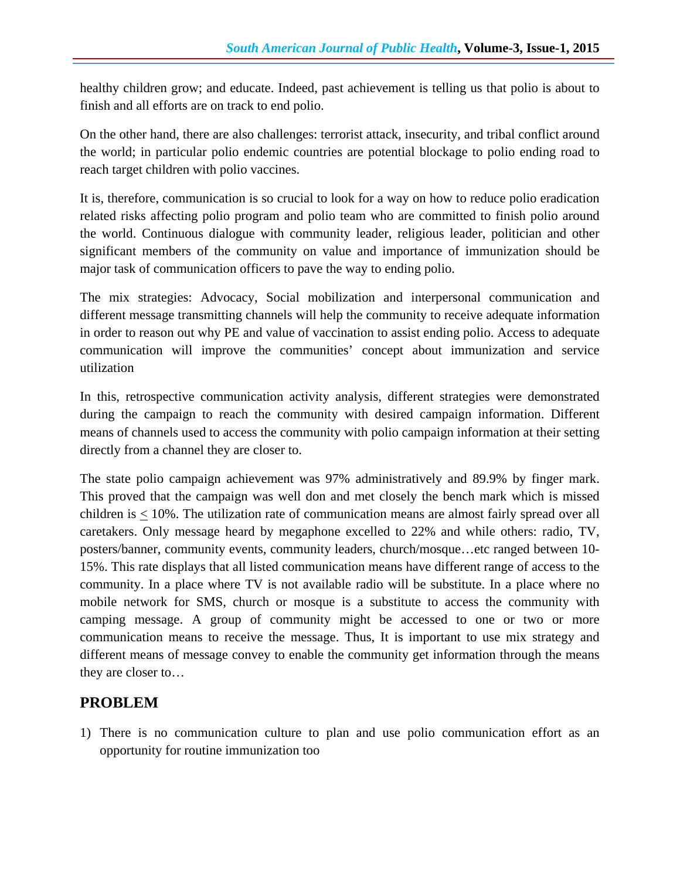healthy children grow; and educate. Indeed, past achievement is telling us that polio is about to finish and all efforts are on track to end polio.

On the other hand, there are also challenges: terrorist attack, insecurity, and tribal conflict around the world; in particular polio endemic countries are potential blockage to polio ending road to reach target children with polio vaccines.

It is, therefore, communication is so crucial to look for a way on how to reduce polio eradication related risks affecting polio program and polio team who are committed to finish polio around the world. Continuous dialogue with community leader, religious leader, politician and other significant members of the community on value and importance of immunization should be major task of communication officers to pave the way to ending polio.

The mix strategies: Advocacy, Social mobilization and interpersonal communication and different message transmitting channels will help the community to receive adequate information in order to reason out why PE and value of vaccination to assist ending polio. Access to adequate communication will improve the communities' concept about immunization and service utilization

In this, retrospective communication activity analysis, different strategies were demonstrated during the campaign to reach the community with desired campaign information. Different means of channels used to access the community with polio campaign information at their setting directly from a channel they are closer to.

The state polio campaign achievement was 97% administratively and 89.9% by finger mark. This proved that the campaign was well don and met closely the bench mark which is missed children is $\leq$ 10%. The utilization rate of communication means are almost fairly spread over all caretakers. Only message heard by megaphone excelled to 22% and while others: radio, TV, posters/banner, community events, community leaders, church/mosque…etc ranged between 10-15%. This rate displays that all listed communication means have different range of access to the community. In a place where TV is not available radio will be substitute. In a place where no mobile network for SMS, church or mosque is a substitute to access the community with camping message. A group of community might be accessed to one or two or more communication means to receive the message. Thus, It is important to use mix strategy and different means of message convey to enable the community get information through the means they are closer to…

## PROBLEM

1) There is no communication culture to plan and use polio communication effort as an opportunity for routine immunization too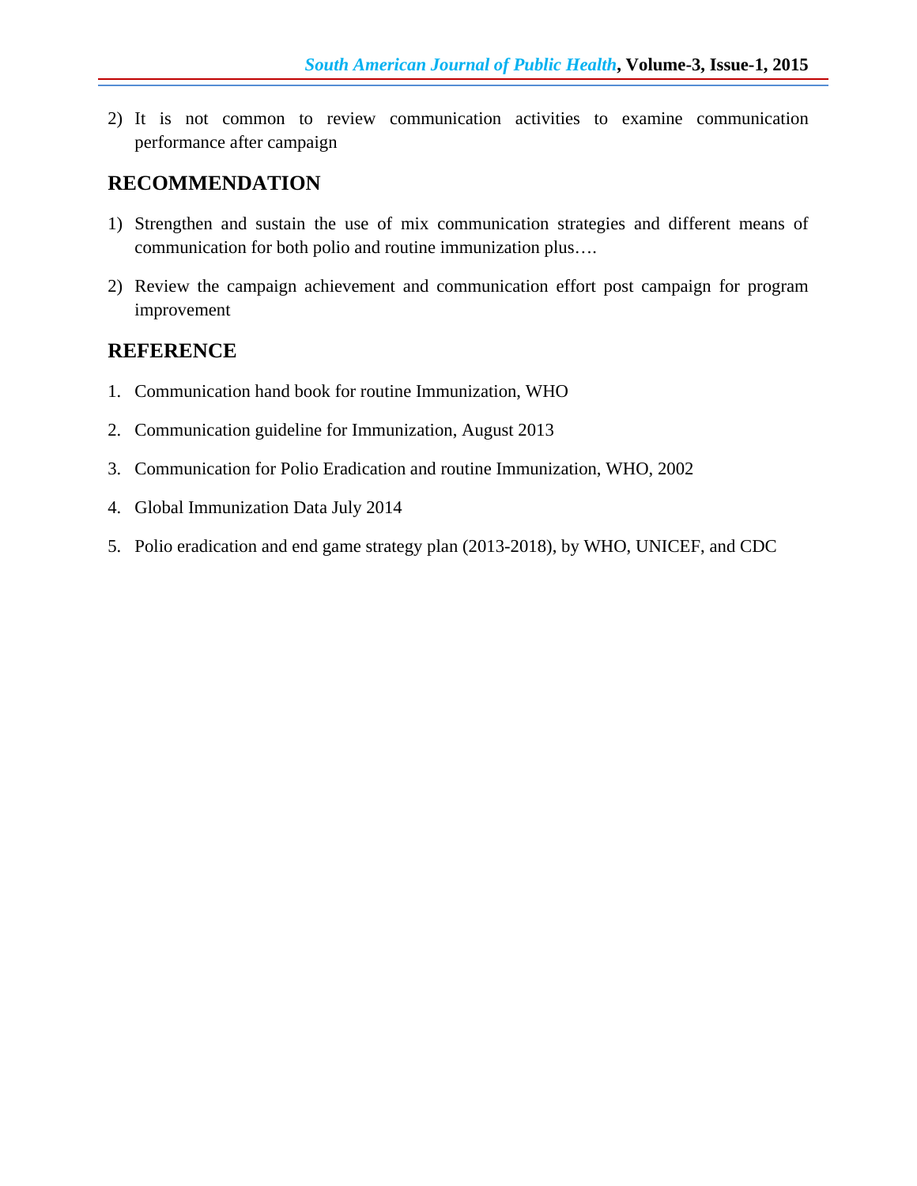2) It is not common to review communication activities to examine communication performance after campaign

## RECOMMENDATION

1) Strengthen and sustain the use of mix communication strategies and different means of communication for both polio and routine immunization plus….

2) Review the campaign achievement and communication effort post campaign for program improvement

## REFERENCE

1. Communication hand book for routine Immunization, WHO
2. Communication guideline for Immunization, August 2013
3. Communication for Polio Eradication and routine Immunization, WHO, 2002
4. Global Immunization Data July 2014
5. Polio eradication and end game strategy plan (2013-2018), by WHO, UNICEF, and CDC